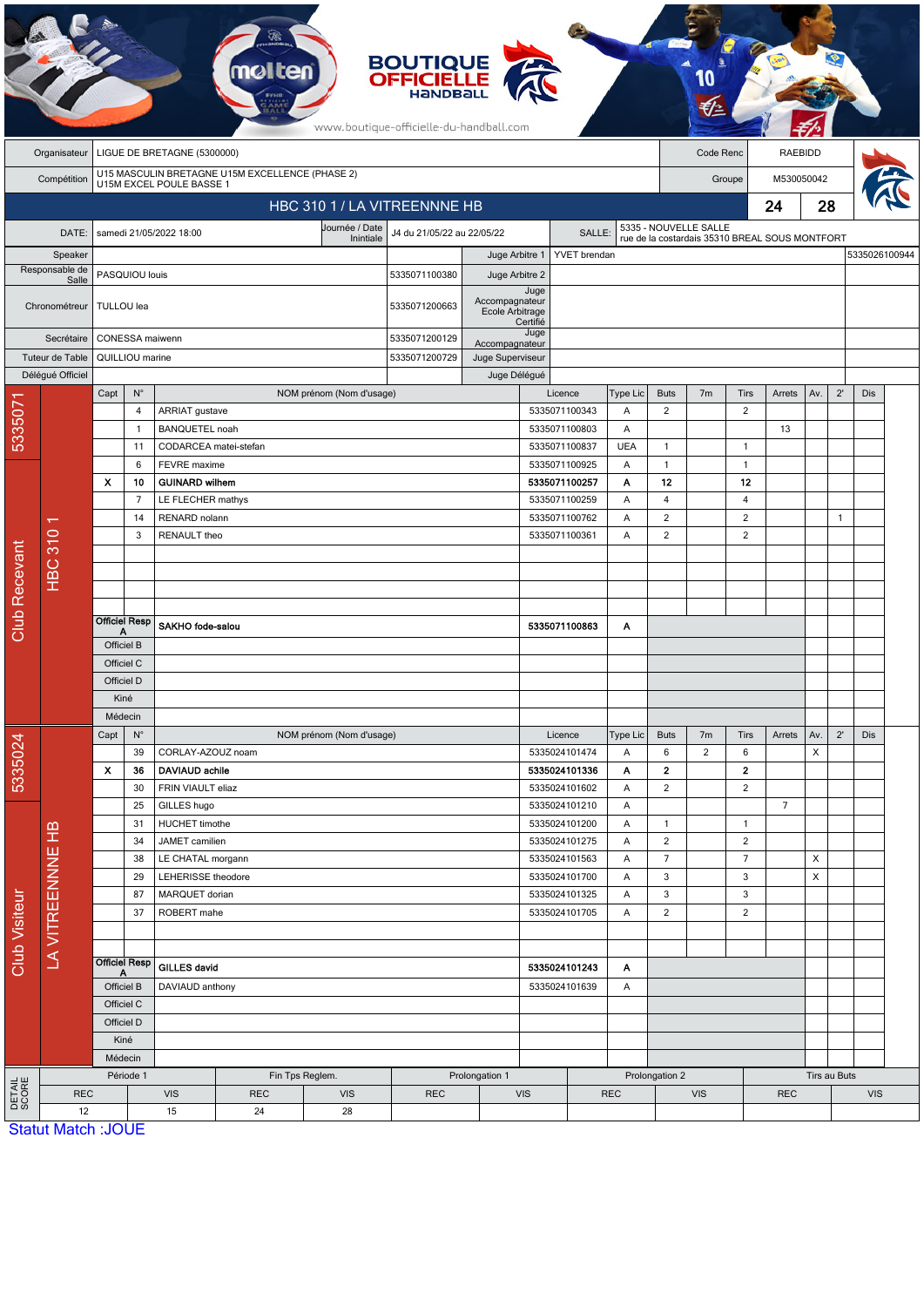BOUTIQUE OFFICIELLE HANDBALL

www.boutique-officielle-du-handball.com

| | | | |
|---|---|---|---|
| Organisateur | LIGUE DE BRETAGNE (5300000) | Code Renc | RAEBIDD |
| Compétition | U15 MASCULIN BRETAGNE U15M EXCELLENCE (PHASE 2) U15M EXCEL POULE BASSE 1 | Groupe | M530050042 |

## HBC 310 1 / LA VITREENNNE HB — 24 - 28

| | | | | | |
|---|---|---|---|---|---|
| DATE: | samedi 21/05/2022 18:00 | Journée / Date Inintiale | J4 du 21/05/22 au 22/05/22 | SALLE: | 5335 - NOUVELLE SALLE rue de la costardais 35310 BREAL SOUS MONTFORT |

| | | | | | |
|---|---|---|---|---|---|
| Speaker | | | Juge Arbitre 1 | YVET brendan | 5335026100944 |
| Responsable de Salle | PASQUIOU louis | 5335071100380 | Juge Arbitre 2 | | |
| Chronométreur | TULLOU lea | 5335071200663 | Juge Accompagnateur Ecole Arbitrage Certifié | | |
| Secrétaire | CONESSA maiwenn | 5335071200129 | Juge Accompagnateur | | |
| Tuteur de Table | QUILLIOU marine | 5335071200729 | Juge Superviseur | | |
| Délégué Officiel | | | Juge Délégué | | |

### Club Recevant — 5335071 — HBC 310 1

| Capt | N° | NOM prénom (Nom d'usage) | Licence | Type Lic | Buts | 7m | Tirs | Arrets | Av. | 2' | Dis |
|---|---|---|---|---|---|---|---|---|---|---|---|
| | 4 | ARRIAT gustave | 5335071100343 | A | 2 | | 2 | | | | |
| | 1 | BANQUETEL noah | 5335071100803 | A | | | | 13 | | | |
| | 11 | CODARCEA matei-stefan | 5335071100837 | UEA | 1 | | 1 | | | | |
| | 6 | FEVRE maxime | 5335071100925 | A | 1 | | 1 | | | | |
| X | 10 | **GUINARD wilhem** | **5335071100257** | **A** | **12** | | **12** | | | | |
| | 7 | LE FLECHER mathys | 5335071100259 | A | 4 | | 4 | | | | |
| | 14 | RENARD nolann | 5335071100762 | A | 2 | | 2 | | | 1 | |
| | 3 | RENAULT theo | 5335071100361 | A | 2 | | 2 | | | | |
| Officiel Resp A | | **SAKHO fode-salou** | **5335071100863** | **A** | | | | | | | |
| Officiel B | | | | | | | | | | | |
| Officiel C | | | | | | | | | | | |
| Officiel D | | | | | | | | | | | |
| Kiné | | | | | | | | | | | |
| Médecin | | | | | | | | | | | |

### Club Visiteur — 5335024 — LA VITREENNNE HB

| Capt | N° | NOM prénom (Nom d'usage) | Licence | Type Lic | Buts | 7m | Tirs | Arrets | Av. | 2' | Dis |
|---|---|---|---|---|---|---|---|---|---|---|---|
| | 39 | CORLAY-AZOUZ noam | 5335024101474 | A | 6 | 2 | 6 | | X | | |
| X | 36 | **DAVIAUD achile** | **5335024101336** | **A** | **2** | | **2** | | | | |
| | 30 | FRIN VIAULT eliaz | 5335024101602 | A | 2 | | 2 | | | | |
| | 25 | GILLES hugo | 5335024101210 | A | | | | 7 | | | |
| | 31 | HUCHET timothe | 5335024101200 | A | 1 | | 1 | | | | |
| | 34 | JAMET camilien | 5335024101275 | A | 2 | | 2 | | | | |
| | 38 | LE CHATAL morgann | 5335024101563 | A | 7 | | 7 | | X | | |
| | 29 | LEHERISSE theodore | 5335024101700 | A | 3 | | 3 | | X | | |
| | 87 | MARQUET dorian | 5335024101325 | A | 3 | | 3 | | | | |
| | 37 | ROBERT mahe | 5335024101705 | A | 2 | | 2 | | | | |
| Officiel Resp A | | **GILLES david** | **5335024101243** | **A** | | | | | | | |
| Officiel B | | DAVIAUD anthony | 5335024101639 | A | | | | | | | |
| Officiel C | | | | | | | | | | | |
| Officiel D | | | | | | | | | | | |
| Kiné | | | | | | | | | | | |
| Médecin | | | | | | | | | | | |

### DETAIL SCORE

| Période 1 | | Fin Tps Reglem. | | Prolongation 1 | | Prolongation 2 | | Tirs au Buts | |
|---|---|---|---|---|---|---|---|---|---|
| REC | VIS | REC | VIS | REC | VIS | REC | VIS | REC | VIS |
| 12 | 15 | 24 | 28 | | | | | | |

Statut Match :JOUE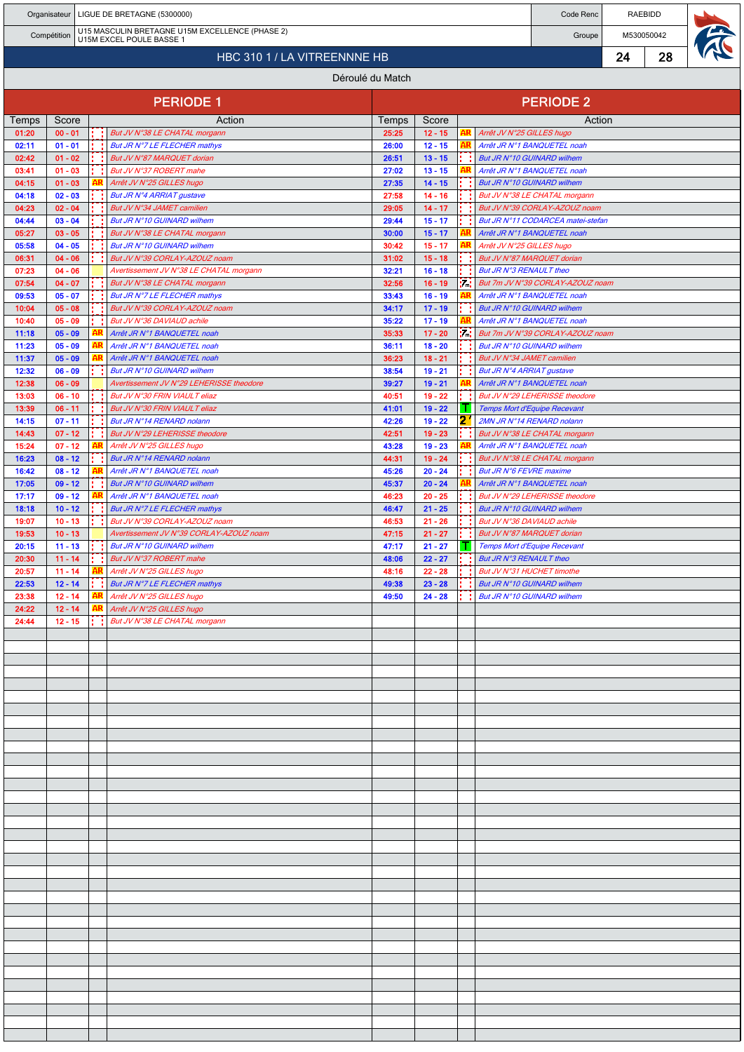| Organisateur | LIGUE DE BRETAGNE (5300000) | Code Renc | RAEBIDD |
|---|---|---|---|
| Compétition | U15 MASCULIN BRETAGNE U15M EXCELLENCE (PHASE 2) U15M EXCEL POULE BASSE 1 | Groupe | M530050042 |

## HBC 310 1 / LA VITREENNNE HB — 24 | 28

### Déroulé du Match

| PERIODE 1 | | | | PERIODE 2 | | | |
|---|---|---|---|---|---|---|---|
| Temps | Score | | Action | Temps | Score | | Action |
| 01:20 | 00 - 01 | | But JV N°38 LE CHATAL morgann | 25:25 | 12 - 15 | AR | Arrêt JV N°25 GILLES hugo |
| 02:11 | 01 - 01 | | But JR N°7 LE FLECHER mathys | 26:00 | 12 - 15 | AR | Arrêt JR N°1 BANQUETEL noah |
| 02:42 | 01 - 02 | | But JV N°87 MARQUET dorian | 26:51 | 13 - 15 | | But JR N°10 GUINARD wilhem |
| 03:41 | 01 - 03 | | But JV N°37 ROBERT mahe | 27:02 | 13 - 15 | AR | Arrêt JR N°1 BANQUETEL noah |
| 04:15 | 01 - 03 | AR | Arrêt JV N°25 GILLES hugo | 27:35 | 14 - 15 | | But JR N°10 GUINARD wilhem |
| 04:18 | 02 - 03 | | But JR N°4 ARRIAT gustave | 27:58 | 14 - 16 | | But JV N°38 LE CHATAL morgann |
| 04:23 | 02 - 04 | | But JV N°34 JAMET camilien | 29:05 | 14 - 17 | | But JV N°39 CORLAY-AZOUZ noam |
| 04:44 | 03 - 04 | | But JR N°10 GUINARD wilhem | 29:44 | 15 - 17 | | But JR N°11 CODARCEA matei-stefan |
| 05:27 | 03 - 05 | | But JV N°38 LE CHATAL morgann | 30:00 | 15 - 17 | AR | Arrêt JR N°1 BANQUETEL noah |
| 05:58 | 04 - 05 | | But JR N°10 GUINARD wilhem | 30:42 | 15 - 17 | AR | Arrêt JV N°25 GILLES hugo |
| 06:31 | 04 - 06 | | But JV N°39 CORLAY-AZOUZ noam | 31:02 | 15 - 18 | | But JV N°87 MARQUET dorian |
| 07:23 | 04 - 06 | | Avertissement JV N°38 LE CHATAL morgann | 32:21 | 16 - 18 | | But JR N°3 RENAULT theo |
| 07:54 | 04 - 07 | | But JV N°38 LE CHATAL morgann | 32:56 | 16 - 19 | 7m | But 7m JV N°39 CORLAY-AZOUZ noam |
| 09:53 | 05 - 07 | | But JR N°7 LE FLECHER mathys | 33:43 | 16 - 19 | AR | Arrêt JR N°1 BANQUETEL noah |
| 10:04 | 05 - 08 | | But JV N°39 CORLAY-AZOUZ noam | 34:17 | 17 - 19 | | But JR N°10 GUINARD wilhem |
| 10:40 | 05 - 09 | | But JV N°36 DAVIAUD achile | 35:22 | 17 - 19 | AR | Arrêt JR N°1 BANQUETEL noah |
| 11:18 | 05 - 09 | AR | Arrêt JR N°1 BANQUETEL noah | 35:33 | 17 - 20 | 7m | But 7m JV N°39 CORLAY-AZOUZ noam |
| 11:23 | 05 - 09 | AR | Arrêt JR N°1 BANQUETEL noah | 36:11 | 18 - 20 | | But JR N°10 GUINARD wilhem |
| 11:37 | 05 - 09 | AR | Arrêt JR N°1 BANQUETEL noah | 36:23 | 18 - 21 | | But JV N°34 JAMET camilien |
| 12:32 | 06 - 09 | | But JR N°10 GUINARD wilhem | 38:54 | 19 - 21 | | But JR N°4 ARRIAT gustave |
| 12:38 | 06 - 09 | | Avertissement JV N°29 LEHERISSE theodore | 39:27 | 19 - 21 | AR | Arrêt JR N°1 BANQUETEL noah |
| 13:03 | 06 - 10 | | But JV N°30 FRIN VIAULT eliaz | 40:51 | 19 - 22 | | But JV N°29 LEHERISSE theodore |
| 13:39 | 06 - 11 | | But JV N°30 FRIN VIAULT eliaz | 41:01 | 19 - 22 | T | Temps Mort d'Equipe Recevant |
| 14:15 | 07 - 11 | | But JR N°14 RENARD nolann | 42:26 | 19 - 22 | 2' | 2MN JR N°14 RENARD nolann |
| 14:43 | 07 - 12 | | But JV N°29 LEHERISSE theodore | 42:51 | 19 - 23 | | But JV N°38 LE CHATAL morgann |
| 15:24 | 07 - 12 | AR | Arrêt JV N°25 GILLES hugo | 43:28 | 19 - 23 | AR | Arrêt JR N°1 BANQUETEL noah |
| 16:23 | 08 - 12 | | But JR N°14 RENARD nolann | 44:31 | 19 - 24 | | But JV N°38 LE CHATAL morgann |
| 16:42 | 08 - 12 | AR | Arrêt JR N°1 BANQUETEL noah | 45:26 | 20 - 24 | | But JR N°6 FEVRE maxime |
| 17:05 | 09 - 12 | | But JR N°10 GUINARD wilhem | 45:37 | 20 - 24 | AR | Arrêt JR N°1 BANQUETEL noah |
| 17:17 | 09 - 12 | AR | Arrêt JR N°1 BANQUETEL noah | 46:23 | 20 - 25 | | But JV N°29 LEHERISSE theodore |
| 18:18 | 10 - 12 | | But JR N°7 LE FLECHER mathys | 46:47 | 21 - 25 | | But JR N°10 GUINARD wilhem |
| 19:07 | 10 - 13 | | But JV N°39 CORLAY-AZOUZ noam | 46:53 | 21 - 26 | | But JV N°36 DAVIAUD achile |
| 19:53 | 10 - 13 | | Avertissement JV N°39 CORLAY-AZOUZ noam | 47:15 | 21 - 27 | | But JV N°87 MARQUET dorian |
| 20:15 | 11 - 13 | | But JR N°10 GUINARD wilhem | 47:17 | 21 - 27 | T | Temps Mort d'Equipe Recevant |
| 20:30 | 11 - 14 | | But JV N°37 ROBERT mahe | 48:06 | 22 - 27 | | But JR N°3 RENAULT theo |
| 20:57 | 11 - 14 | AR | Arrêt JV N°25 GILLES hugo | 48:16 | 22 - 28 | | But JV N°31 HUCHET timothe |
| 22:53 | 12 - 14 | | But JR N°7 LE FLECHER mathys | 49:38 | 23 - 28 | | But JR N°10 GUINARD wilhem |
| 23:38 | 12 - 14 | AR | Arrêt JV N°25 GILLES hugo | 49:50 | 24 - 28 | | But JR N°10 GUINARD wilhem |
| 24:22 | 12 - 14 | AR | Arrêt JV N°25 GILLES hugo | | | | |
| 24:44 | 12 - 15 | | But JV N°38 LE CHATAL morgann | | | | |